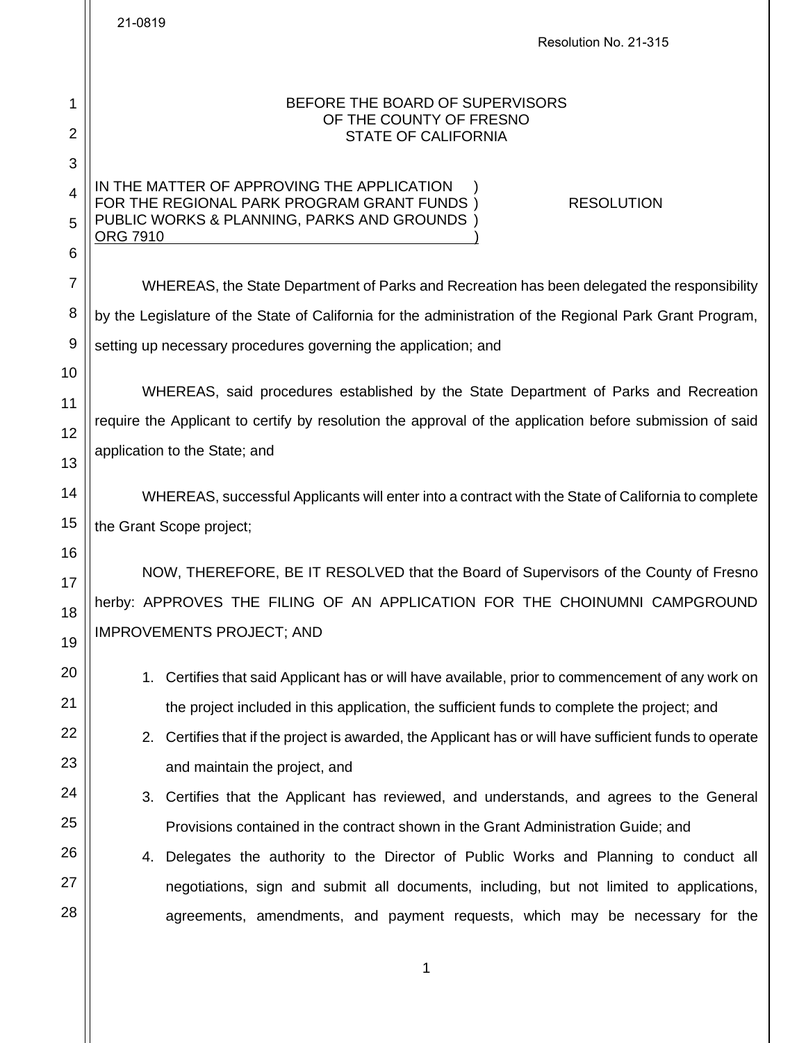21-0819

Resolution No. 21-315

BEFORE THE BOARD OF SUPERVISORS
OF THE COUNTY OF FRESNO
STATE OF CALIFORNIA

IN THE MATTER OF APPROVING THE APPLICATION )
FOR THE REGIONAL PARK PROGRAM GRANT FUNDS ) RESOLUTION
PUBLIC WORKS & PLANNING, PARKS AND GROUNDS )
ORG 7910 )

WHEREAS, the State Department of Parks and Recreation has been delegated the responsibility by the Legislature of the State of California for the administration of the Regional Park Grant Program, setting up necessary procedures governing the application; and

WHEREAS, said procedures established by the State Department of Parks and Recreation require the Applicant to certify by resolution the approval of the application before submission of said application to the State; and

WHEREAS, successful Applicants will enter into a contract with the State of California to complete the Grant Scope project;

NOW, THEREFORE, BE IT RESOLVED that the Board of Supervisors of the County of Fresno herby: APPROVES THE FILING OF AN APPLICATION FOR THE CHOINUMNI CAMPGROUND IMPROVEMENTS PROJECT; AND

1. Certifies that said Applicant has or will have available, prior to commencement of any work on the project included in this application, the sufficient funds to complete the project; and
2. Certifies that if the project is awarded, the Applicant has or will have sufficient funds to operate and maintain the project, and
3. Certifies that the Applicant has reviewed, and understands, and agrees to the General Provisions contained in the contract shown in the Grant Administration Guide; and
4. Delegates the authority to the Director of Public Works and Planning to conduct all negotiations, sign and submit all documents, including, but not limited to applications, agreements, amendments, and payment requests, which may be necessary for the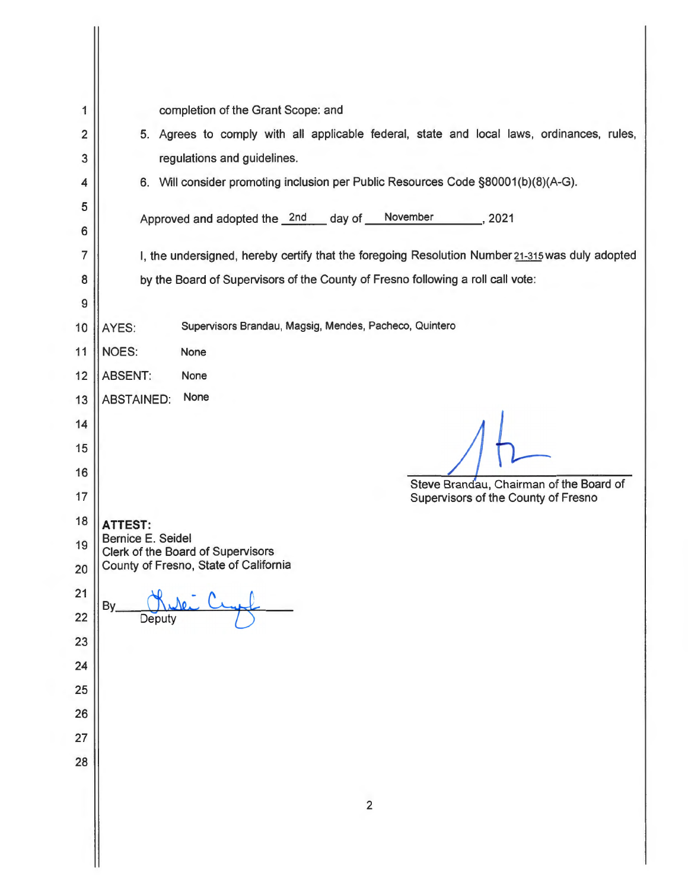completion of the Grant Scope: and

5. Agrees to comply with all applicable federal, state and local laws, ordinances, rules, regulations and guidelines.
6. Will consider promoting inclusion per Public Resources Code §80001(b)(8)(A-G).

Approved and adopted the 2nd day of November, 2021

I, the undersigned, hereby certify that the foregoing Resolution Number 21-315 was duly adopted by the Board of Supervisors of the County of Fresno following a roll call vote:

| | |
|---|---|
| AYES: | Supervisors Brandau, Magsig, Mendes, Pacheco, Quintero |
| NOES: | None |
| ABSENT: | None |
| ABSTAINED: | None |

Steve Brandau, Chairman of the Board of Supervisors of the County of Fresno

**ATTEST:**
Bernice E. Seidel
Clerk of the Board of Supervisors
County of Fresno, State of California

By ______________
Deputy